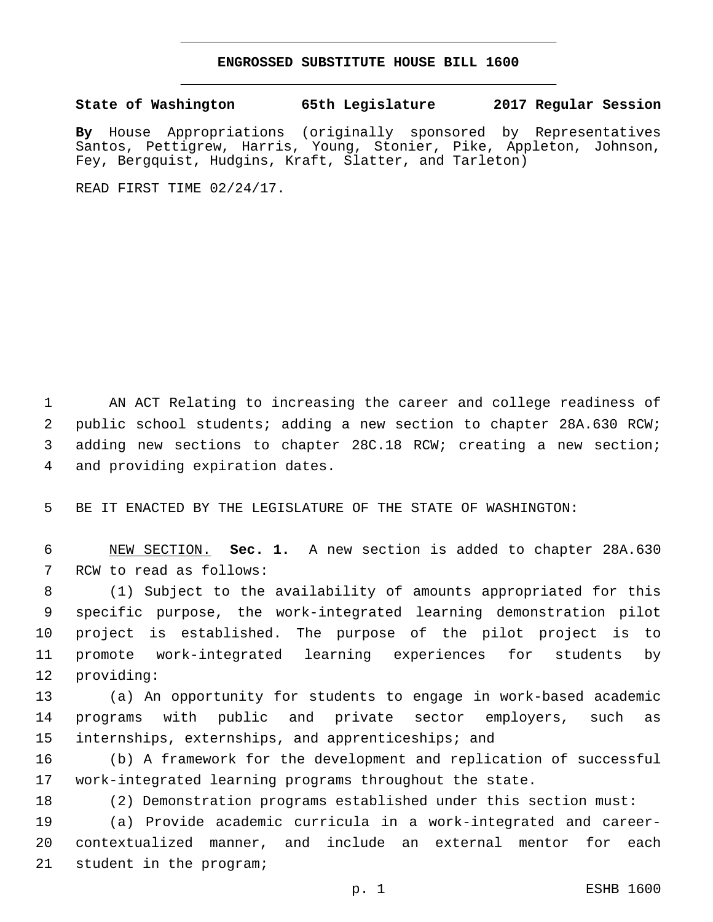# ENGROSSED SUBSTITUTE HOUSE BILL 1600

**State of Washington 65th Legislature 2017 Regular Session**

**By** House Appropriations (originally sponsored by Representatives Santos, Pettigrew, Harris, Young, Stonier, Pike, Appleton, Johnson, Fey, Bergquist, Hudgins, Kraft, Slatter, and Tarleton)

READ FIRST TIME 02/24/17.

AN ACT Relating to increasing the career and college readiness of public school students; adding a new section to chapter 28A.630 RCW; adding new sections to chapter 28C.18 RCW; creating a new section; and providing expiration dates.

BE IT ENACTED BY THE LEGISLATURE OF THE STATE OF WASHINGTON:

NEW SECTION. **Sec. 1.** A new section is added to chapter 28A.630 RCW to read as follows:

(1) Subject to the availability of amounts appropriated for this specific purpose, the work-integrated learning demonstration pilot project is established. The purpose of the pilot project is to promote work-integrated learning experiences for students by providing:

(a) An opportunity for students to engage in work-based academic programs with public and private sector employers, such as internships, externships, and apprenticeships; and

(b) A framework for the development and replication of successful work-integrated learning programs throughout the state.

(2) Demonstration programs established under this section must:

(a) Provide academic curricula in a work-integrated and career-contextualized manner, and include an external mentor for each student in the program;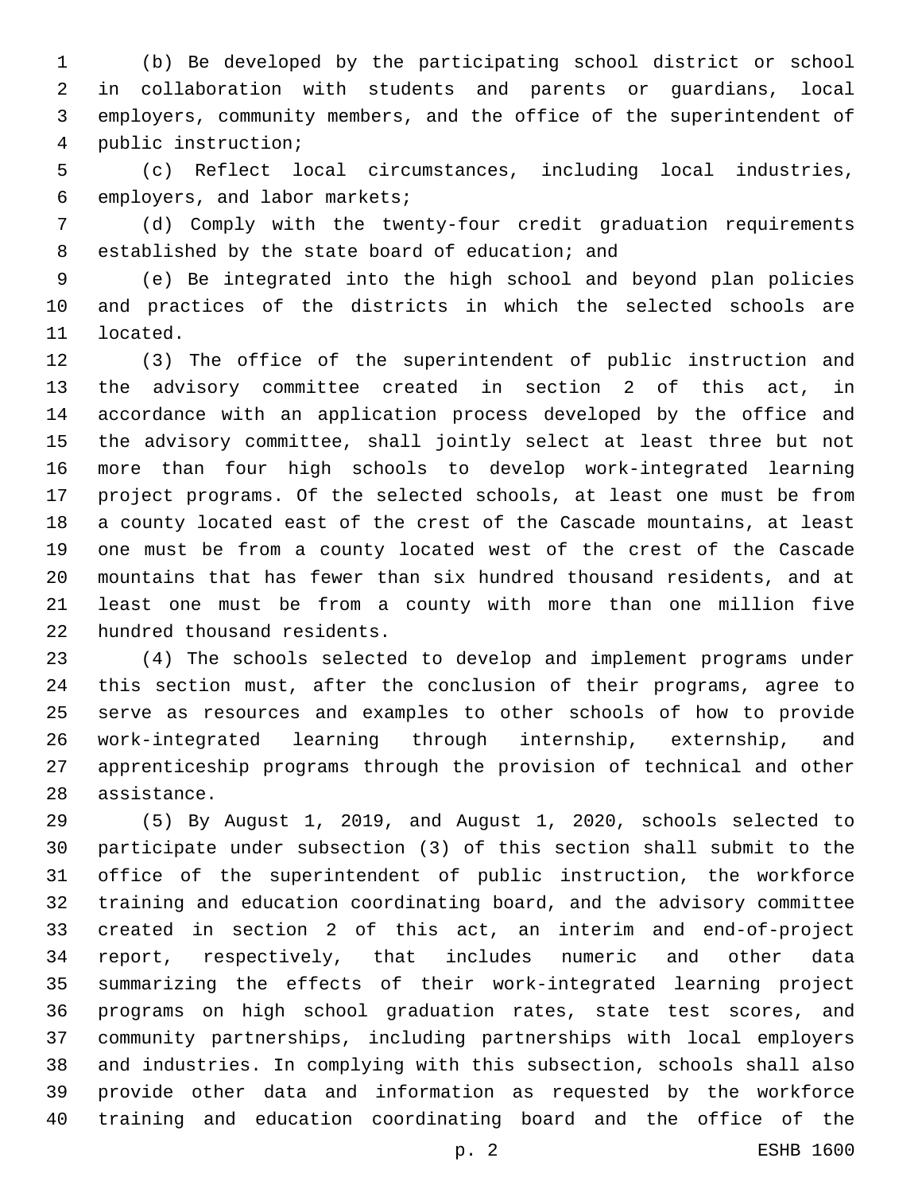(b) Be developed by the participating school district or school in collaboration with students and parents or guardians, local employers, community members, and the office of the superintendent of public instruction;

(c) Reflect local circumstances, including local industries, employers, and labor markets;

(d) Comply with the twenty-four credit graduation requirements established by the state board of education; and

(e) Be integrated into the high school and beyond plan policies and practices of the districts in which the selected schools are located.

(3) The office of the superintendent of public instruction and the advisory committee created in section 2 of this act, in accordance with an application process developed by the office and the advisory committee, shall jointly select at least three but not more than four high schools to develop work-integrated learning project programs. Of the selected schools, at least one must be from a county located east of the crest of the Cascade mountains, at least one must be from a county located west of the crest of the Cascade mountains that has fewer than six hundred thousand residents, and at least one must be from a county with more than one million five hundred thousand residents.

(4) The schools selected to develop and implement programs under this section must, after the conclusion of their programs, agree to serve as resources and examples to other schools of how to provide work-integrated learning through internship, externship, and apprenticeship programs through the provision of technical and other assistance.

(5) By August 1, 2019, and August 1, 2020, schools selected to participate under subsection (3) of this section shall submit to the office of the superintendent of public instruction, the workforce training and education coordinating board, and the advisory committee created in section 2 of this act, an interim and end-of-project report, respectively, that includes numeric and other data summarizing the effects of their work-integrated learning project programs on high school graduation rates, state test scores, and community partnerships, including partnerships with local employers and industries. In complying with this subsection, schools shall also provide other data and information as requested by the workforce training and education coordinating board and the office of the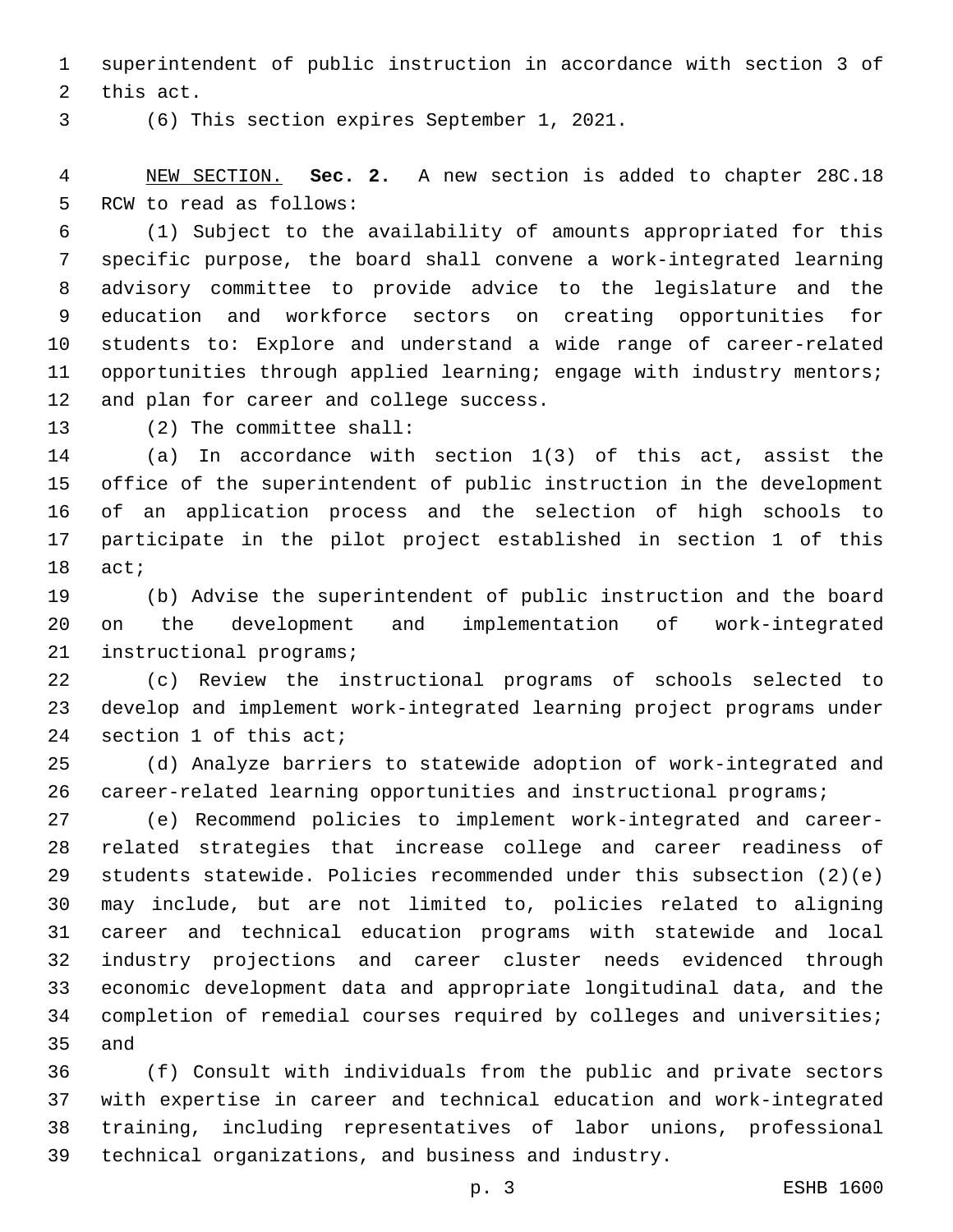superintendent of public instruction in accordance with section 3 of this act.

(6) This section expires September 1, 2021.

NEW SECTION. **Sec. 2.** A new section is added to chapter 28C.18 RCW to read as follows:

(1) Subject to the availability of amounts appropriated for this specific purpose, the board shall convene a work-integrated learning advisory committee to provide advice to the legislature and the education and workforce sectors on creating opportunities for students to: Explore and understand a wide range of career-related opportunities through applied learning; engage with industry mentors; and plan for career and college success.

(2) The committee shall:

(a) In accordance with section 1(3) of this act, assist the office of the superintendent of public instruction in the development of an application process and the selection of high schools to participate in the pilot project established in section 1 of this act;

(b) Advise the superintendent of public instruction and the board on the development and implementation of work-integrated instructional programs;

(c) Review the instructional programs of schools selected to develop and implement work-integrated learning project programs under section 1 of this act;

(d) Analyze barriers to statewide adoption of work-integrated and career-related learning opportunities and instructional programs;

(e) Recommend policies to implement work-integrated and career-related strategies that increase college and career readiness of students statewide. Policies recommended under this subsection (2)(e) may include, but are not limited to, policies related to aligning career and technical education programs with statewide and local industry projections and career cluster needs evidenced through economic development data and appropriate longitudinal data, and the completion of remedial courses required by colleges and universities; and

(f) Consult with individuals from the public and private sectors with expertise in career and technical education and work-integrated training, including representatives of labor unions, professional technical organizations, and business and industry.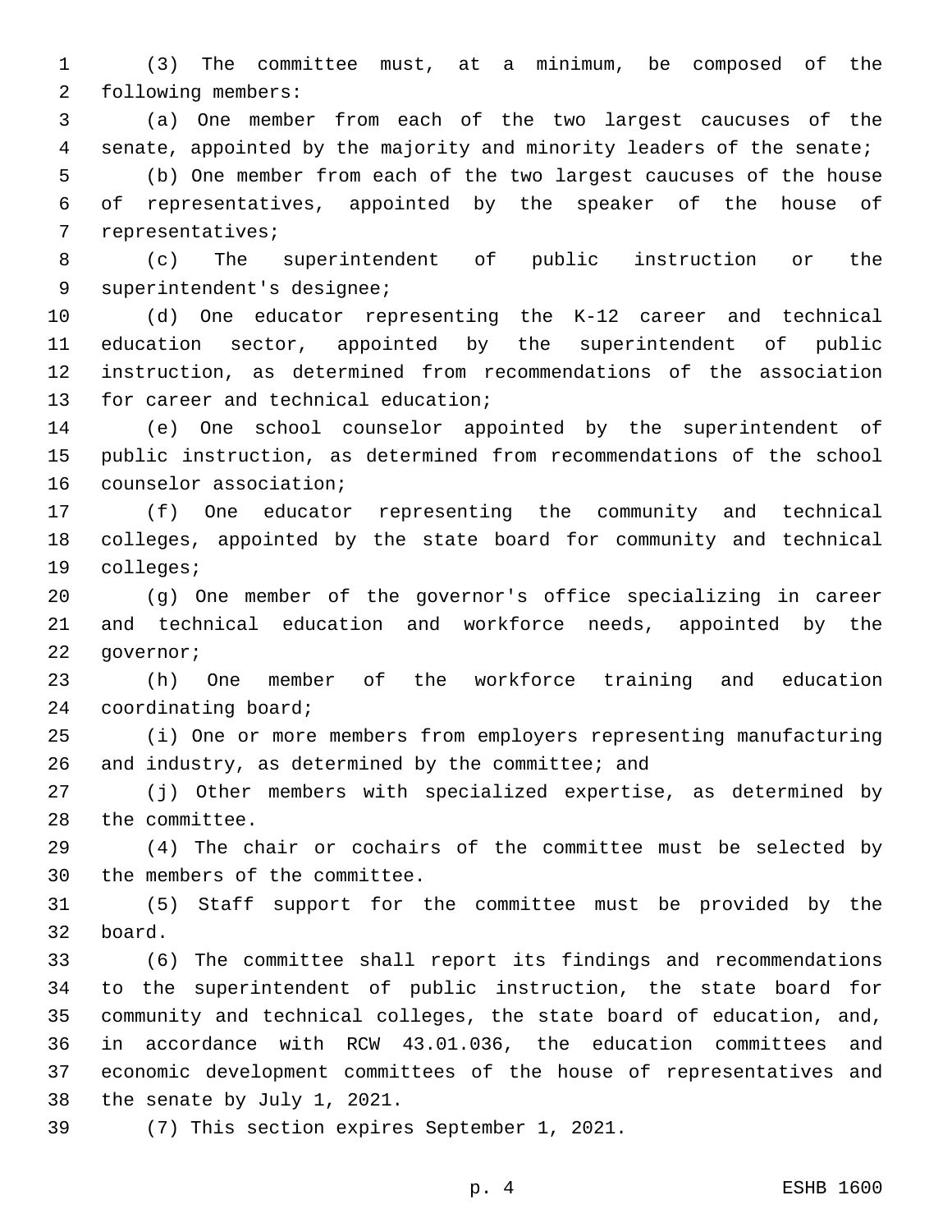(3) The committee must, at a minimum, be composed of the following members:

(a) One member from each of the two largest caucuses of the senate, appointed by the majority and minority leaders of the senate;

(b) One member from each of the two largest caucuses of the house of representatives, appointed by the speaker of the house of representatives;

(c) The superintendent of public instruction or the superintendent's designee;

(d) One educator representing the K-12 career and technical education sector, appointed by the superintendent of public instruction, as determined from recommendations of the association for career and technical education;

(e) One school counselor appointed by the superintendent of public instruction, as determined from recommendations of the school counselor association;

(f) One educator representing the community and technical colleges, appointed by the state board for community and technical colleges;

(g) One member of the governor's office specializing in career and technical education and workforce needs, appointed by the governor;

(h) One member of the workforce training and education coordinating board;

(i) One or more members from employers representing manufacturing and industry, as determined by the committee; and

(j) Other members with specialized expertise, as determined by the committee.

(4) The chair or cochairs of the committee must be selected by the members of the committee.

(5) Staff support for the committee must be provided by the board.

(6) The committee shall report its findings and recommendations to the superintendent of public instruction, the state board for community and technical colleges, the state board of education, and, in accordance with RCW 43.01.036, the education committees and economic development committees of the house of representatives and the senate by July 1, 2021.

(7) This section expires September 1, 2021.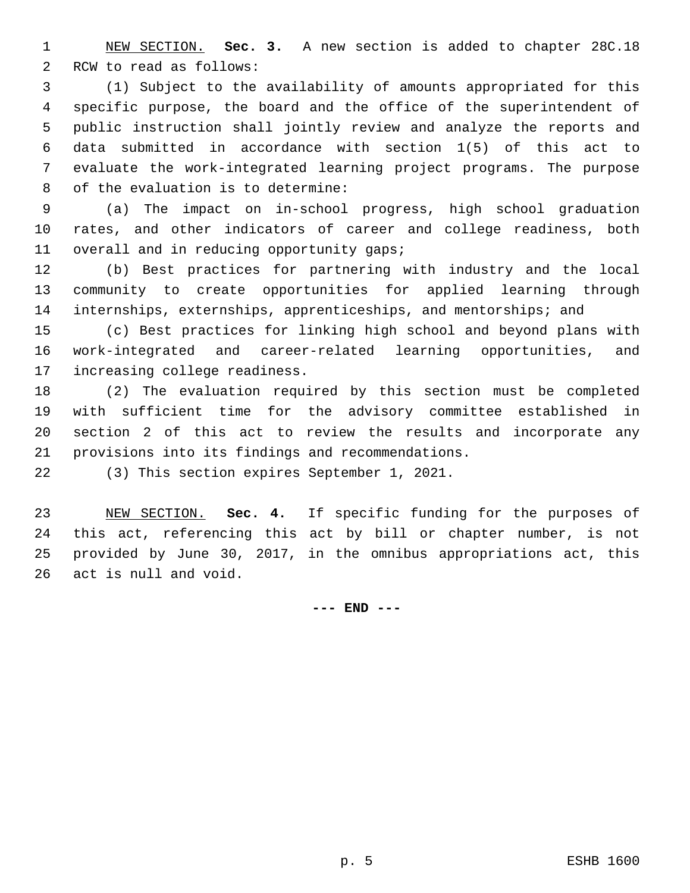NEW SECTION. **Sec. 3.** A new section is added to chapter 28C.18 RCW to read as follows:

(1) Subject to the availability of amounts appropriated for this specific purpose, the board and the office of the superintendent of public instruction shall jointly review and analyze the reports and data submitted in accordance with section 1(5) of this act to evaluate the work-integrated learning project programs. The purpose of the evaluation is to determine:

(a) The impact on in-school progress, high school graduation rates, and other indicators of career and college readiness, both overall and in reducing opportunity gaps;

(b) Best practices for partnering with industry and the local community to create opportunities for applied learning through internships, externships, apprenticeships, and mentorships; and

(c) Best practices for linking high school and beyond plans with work-integrated and career-related learning opportunities, and increasing college readiness.

(2) The evaluation required by this section must be completed with sufficient time for the advisory committee established in section 2 of this act to review the results and incorporate any provisions into its findings and recommendations.

(3) This section expires September 1, 2021.

NEW SECTION. **Sec. 4.** If specific funding for the purposes of this act, referencing this act by bill or chapter number, is not provided by June 30, 2017, in the omnibus appropriations act, this act is null and void.

**--- END ---**